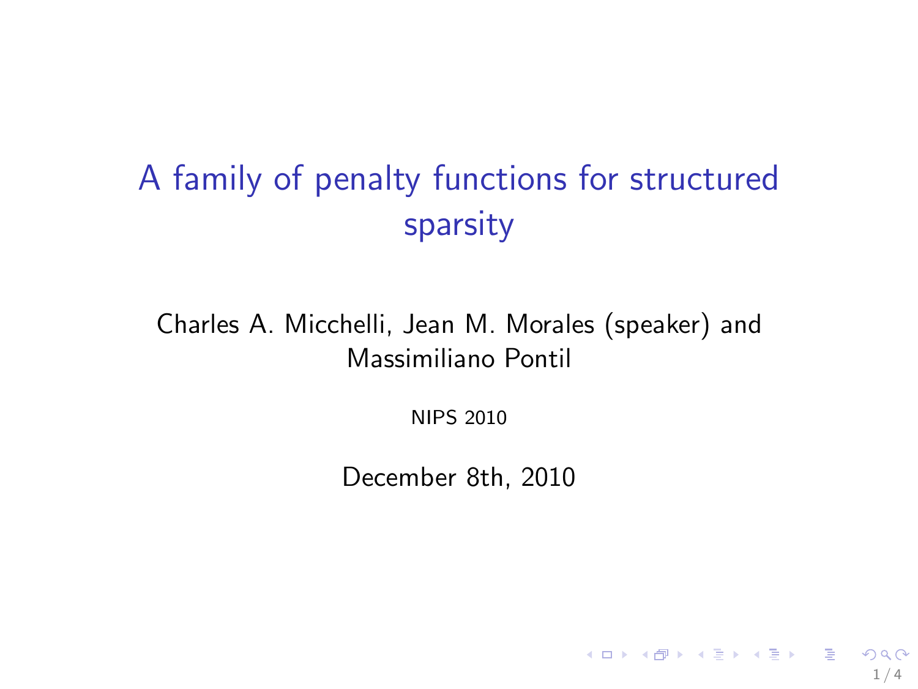# A family of penalty functions for structured sparsity

Charles A. Micchelli, Jean M. Morales (speaker) and Massimiliano Pontil

NIPS 2010

December 8th, 2010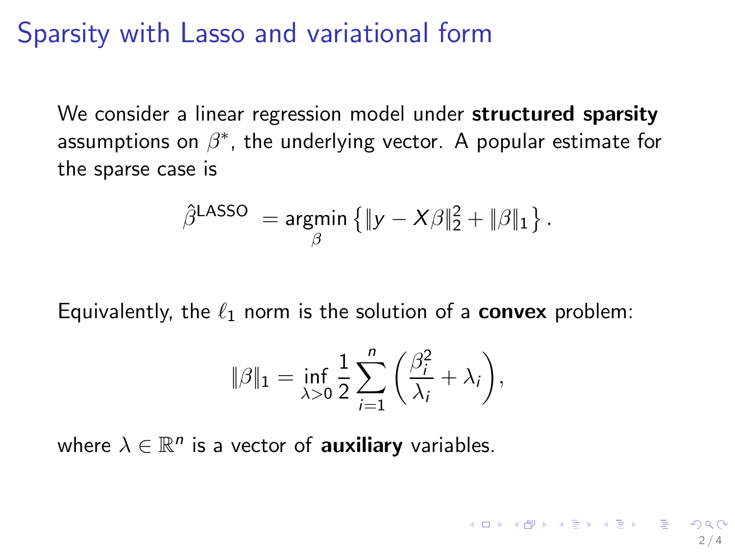# Sparsity with Lasso and variational form

We consider a linear regression model under **structured sparsity** assumptions on $\beta^*$, the underlying vector. A popular estimate for the sparse case is

$$\hat{\beta}^{\text{LASSO}} = \underset{\beta}{\operatorname{argmin}} \left\{ \|y - X\beta\|_2^2 + \|\beta\|_1 \right\}.$$

Equivalently, the $\ell_1$ norm is the solution of a **convex** problem:

$$\|\beta\|_1 = \inf_{\lambda > 0} \frac{1}{2} \sum_{i=1}^{n} \left( \frac{\beta_i^2}{\lambda_i} + \lambda_i \right),$$

where $\lambda \in \mathbb{R}^n$ is a vector of **auxiliary** variables.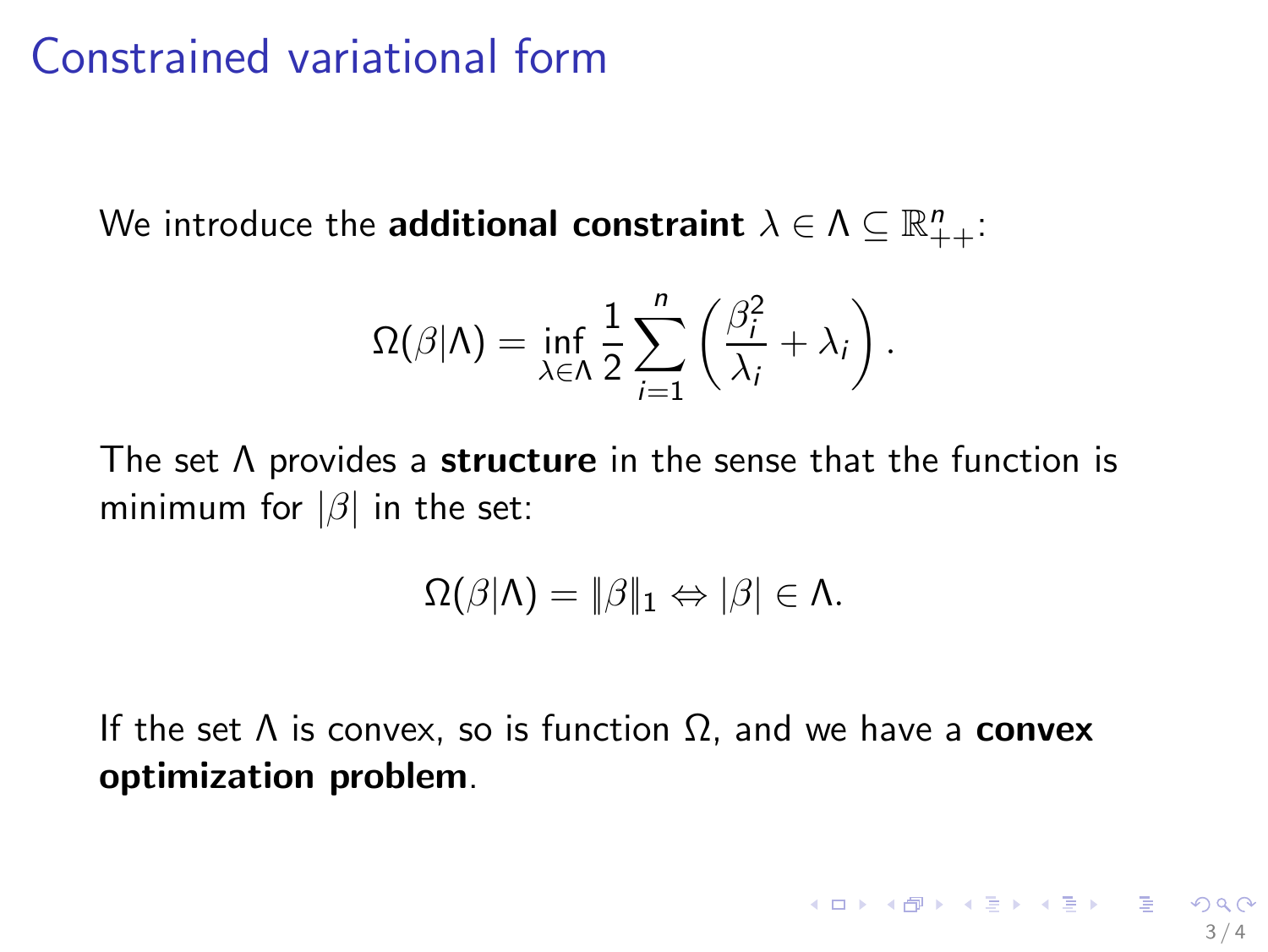# Constrained variational form

We introduce the **additional constraint** $\lambda \in \Lambda \subseteq \mathbb{R}^n_{++}$:

$$\Omega(\beta|\Lambda) = \inf_{\lambda \in \Lambda} \frac{1}{2} \sum_{i=1}^{n} \left( \frac{\beta_i^2}{\lambda_i} + \lambda_i \right).$$

The set $\Lambda$ provides a **structure** in the sense that the function is minimum for $|\beta|$ in the set:

$$\Omega(\beta|\Lambda) = \|\beta\|_1 \Leftrightarrow |\beta| \in \Lambda.$$

If the set $\Lambda$ is convex, so is function $\Omega$, and we have a **convex optimization problem**.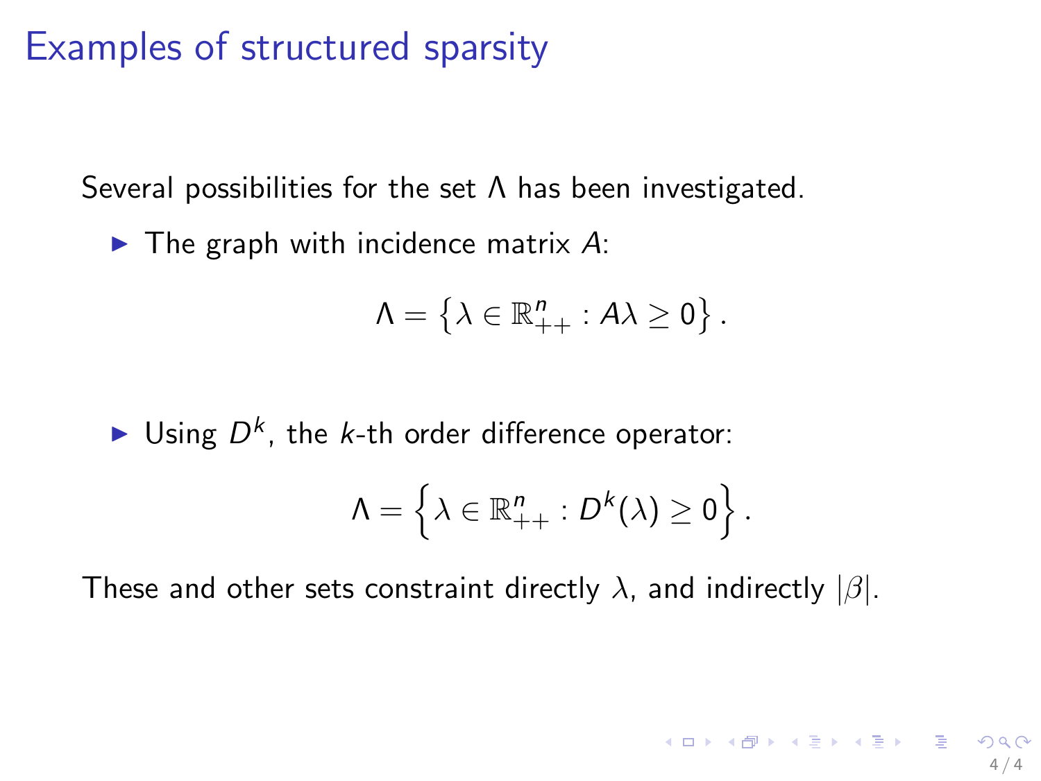# Examples of structured sparsity

Several possibilities for the set $\Lambda$ has been investigated.

- The graph with incidence matrix $A$:

$$\Lambda = \left\{ \lambda \in \mathbb{R}^n_{++} : A\lambda \geq 0 \right\}.$$

- Using $D^k$, the $k$-th order difference operator:

$$\Lambda = \left\{ \lambda \in \mathbb{R}^n_{++} : D^k(\lambda) \geq 0 \right\}.$$

These and other sets constraint directly $\lambda$, and indirectly $|\beta|$.